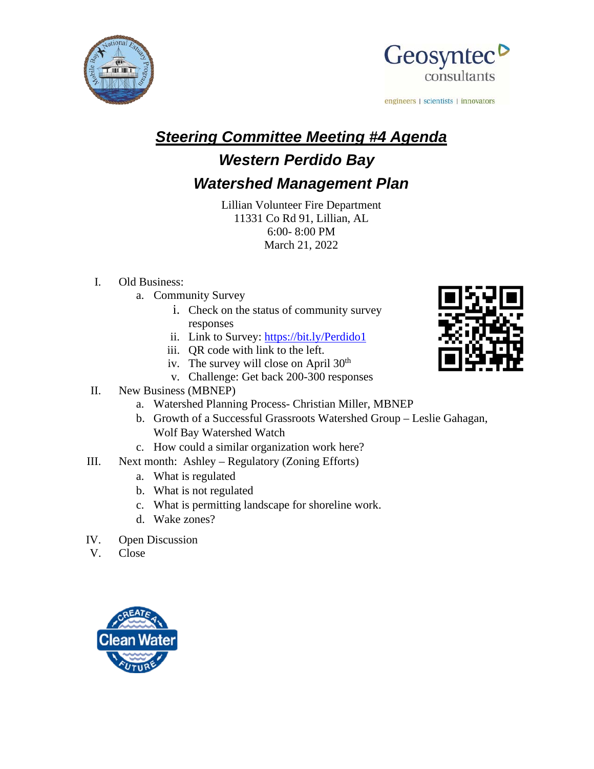# ***Steering Committee Meeting #4 Agenda***

## ***Western Perdido Bay***

## ***Watershed Management Plan***

Lillian Volunteer Fire Department
11331 Co Rd 91, Lillian, AL
6:00- 8:00 PM
March 21, 2022

I. Old Business:
   a. Community Survey
      i. Check on the status of community survey responses
      ii. Link to Survey: https://bit.ly/Perdido1
      iii. QR code with link to the left.
      iv. The survey will close on April 30th
      v. Challenge: Get back 200-300 responses

II. New Business (MBNEP)
   a. Watershed Planning Process- Christian Miller, MBNEP
   b. Growth of a Successful Grassroots Watershed Group – Leslie Gahagan, Wolf Bay Watershed Watch
   c. How could a similar organization work here?

III. Next month: Ashley – Regulatory (Zoning Efforts)
   a. What is regulated
   b. What is not regulated
   c. What is permitting landscape for shoreline work.
   d. Wake zones?

IV. Open Discussion

V. Close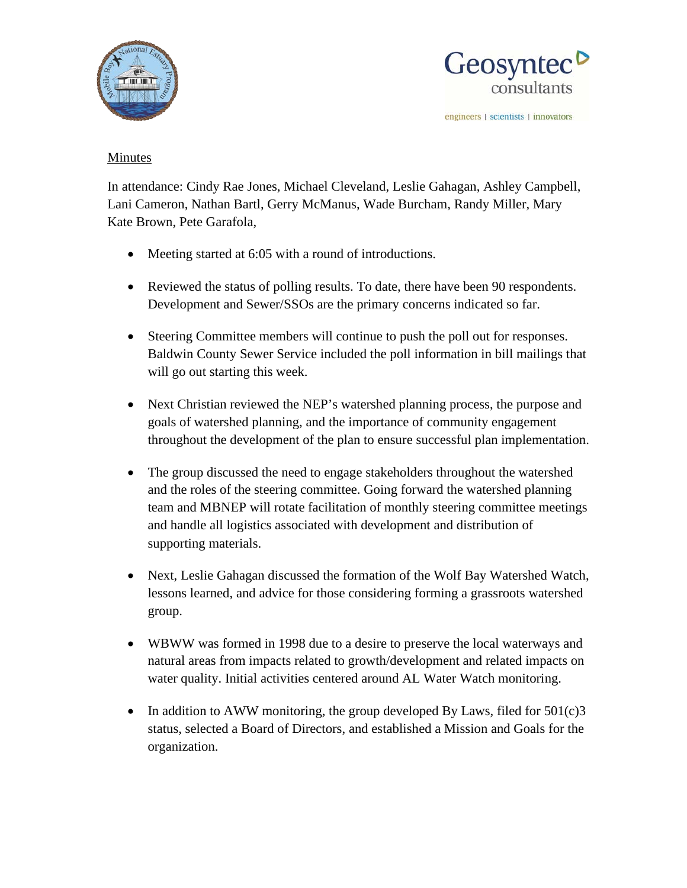Minutes

In attendance: Cindy Rae Jones, Michael Cleveland, Leslie Gahagan, Ashley Campbell, Lani Cameron, Nathan Bartl, Gerry McManus, Wade Burcham, Randy Miller, Mary Kate Brown, Pete Garafola,

- Meeting started at 6:05 with a round of introductions.
- Reviewed the status of polling results. To date, there have been 90 respondents. Development and Sewer/SSOs are the primary concerns indicated so far.
- Steering Committee members will continue to push the poll out for responses. Baldwin County Sewer Service included the poll information in bill mailings that will go out starting this week.
- Next Christian reviewed the NEP's watershed planning process, the purpose and goals of watershed planning, and the importance of community engagement throughout the development of the plan to ensure successful plan implementation.
- The group discussed the need to engage stakeholders throughout the watershed and the roles of the steering committee. Going forward the watershed planning team and MBNEP will rotate facilitation of monthly steering committee meetings and handle all logistics associated with development and distribution of supporting materials.
- Next, Leslie Gahagan discussed the formation of the Wolf Bay Watershed Watch, lessons learned, and advice for those considering forming a grassroots watershed group.
- WBWW was formed in 1998 due to a desire to preserve the local waterways and natural areas from impacts related to growth/development and related impacts on water quality. Initial activities centered around AL Water Watch monitoring.
- In addition to AWW monitoring, the group developed By Laws, filed for 501(c)3 status, selected a Board of Directors, and established a Mission and Goals for the organization.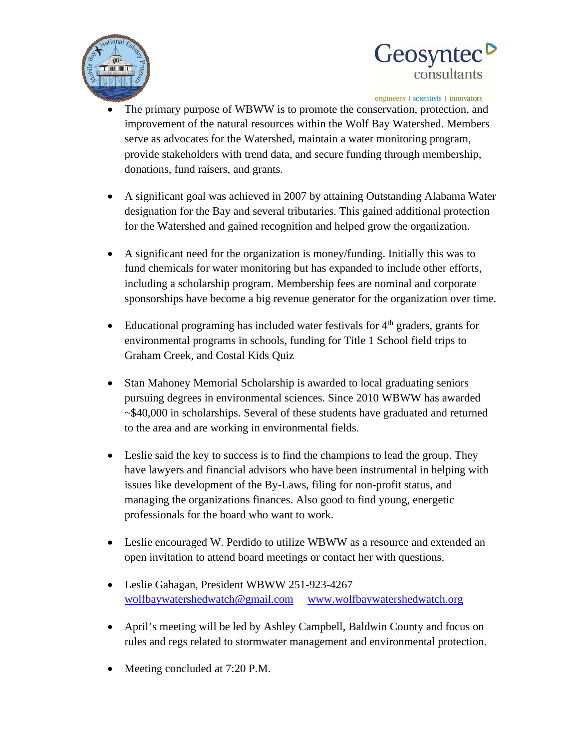- The primary purpose of WBWW is to promote the conservation, protection, and improvement of the natural resources within the Wolf Bay Watershed. Members serve as advocates for the Watershed, maintain a water monitoring program, provide stakeholders with trend data, and secure funding through membership, donations, fund raisers, and grants.

- A significant goal was achieved in 2007 by attaining Outstanding Alabama Water designation for the Bay and several tributaries. This gained additional protection for the Watershed and gained recognition and helped grow the organization.

- A significant need for the organization is money/funding. Initially this was to fund chemicals for water monitoring but has expanded to include other efforts, including a scholarship program. Membership fees are nominal and corporate sponsorships have become a big revenue generator for the organization over time.

- Educational programing has included water festivals for 4th graders, grants for environmental programs in schools, funding for Title 1 School field trips to Graham Creek, and Costal Kids Quiz

- Stan Mahoney Memorial Scholarship is awarded to local graduating seniors pursuing degrees in environmental sciences. Since 2010 WBWW has awarded ~$40,000 in scholarships. Several of these students have graduated and returned to the area and are working in environmental fields.

- Leslie said the key to success is to find the champions to lead the group. They have lawyers and financial advisors who have been instrumental in helping with issues like development of the By-Laws, filing for non-profit status, and managing the organizations finances. Also good to find young, energetic professionals for the board who want to work.

- Leslie encouraged W. Perdido to utilize WBWW as a resource and extended an open invitation to attend board meetings or contact her with questions.

- Leslie Gahagan, President WBWW 251-923-4267
  wolfbaywatershedwatch@gmail.com     www.wolfbaywatershedwatch.org

- April's meeting will be led by Ashley Campbell, Baldwin County and focus on rules and regs related to stormwater management and environmental protection.

- Meeting concluded at 7:20 P.M.